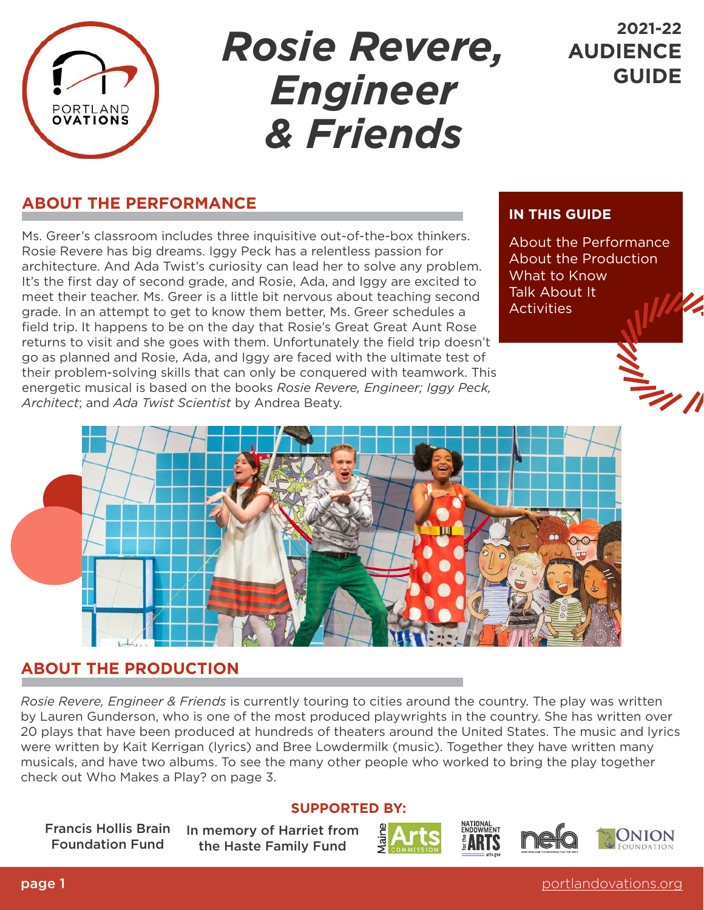# *Rosie Revere, Engineer & Friends*

**2021-22 AUDIENCE GUIDE**

## ABOUT THE PERFORMANCE

Ms. Greer's classroom includes three inquisitive out-of-the-box thinkers. Rosie Revere has big dreams. Iggy Peck has a relentless passion for architecture. And Ada Twist's curiosity can lead her to solve any problem. It's the first day of second grade, and Rosie, Ada, and Iggy are excited to meet their teacher. Ms. Greer is a little bit nervous about teaching second grade. In an attempt to get to know them better, Ms. Greer schedules a field trip. It happens to be on the day that Rosie's Great Great Aunt Rose returns to visit and she goes with them. Unfortunately the field trip doesn't go as planned and Rosie, Ada, and Iggy are faced with the ultimate test of their problem-solving skills that can only be conquered with teamwork. This energetic musical is based on the books *Rosie Revere, Engineer; Iggy Peck, Architect*; and *Ada Twist Scientist* by Andrea Beaty.

**IN THIS GUIDE**

- About the Performance
- About the Production
- What to Know
- Talk About It
- Activities

## ABOUT THE PRODUCTION

*Rosie Revere, Engineer & Friends* is currently touring to cities around the country. The play was written by Lauren Gunderson, who is one of the most produced playwrights in the country. She has written over 20 plays that have been produced at hundreds of theaters around the United States. The music and lyrics were written by Kait Kerrigan (lyrics) and Bree Lowdermilk (music). Together they have written many musicals, and have two albums. To see the many other people who worked to bring the play together check out Who Makes a Play? on page 3.

**SUPPORTED BY:**

Francis Hollis Brain Foundation Fund

In memory of Harriet from the Haste Family Fund

Maine Arts Commission · National Endowment for the Arts · NEFA · Onion Foundation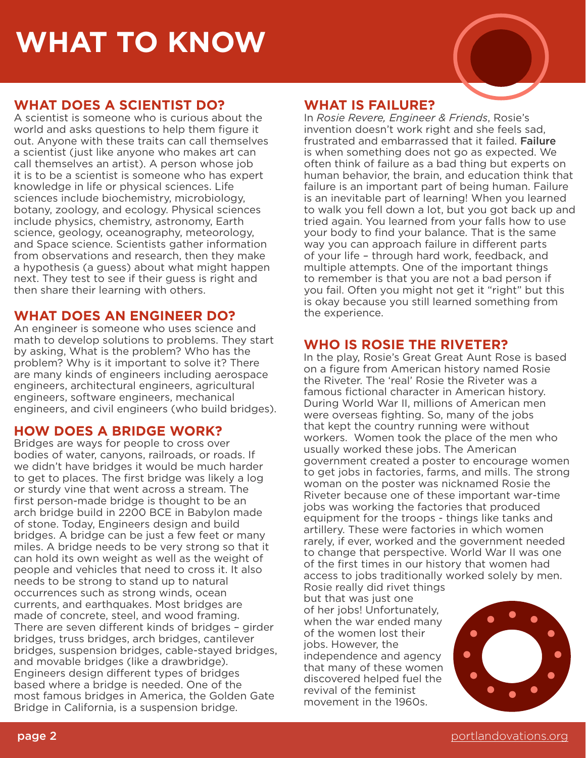# WHAT TO KNOW

## WHAT DOES A SCIENTIST DO?

A scientist is someone who is curious about the world and asks questions to help them figure it out. Anyone with these traits can call themselves a scientist (just like anyone who makes art can call themselves an artist). A person whose job it is to be a scientist is someone who has expert knowledge in life or physical sciences. Life sciences include biochemistry, microbiology, botany, zoology, and ecology. Physical sciences include physics, chemistry, astronomy, Earth science, geology, oceanography, meteorology, and Space science. Scientists gather information from observations and research, then they make a hypothesis (a guess) about what might happen next. They test to see if their guess is right and then share their learning with others.

## WHAT DOES AN ENGINEER DO?

An engineer is someone who uses science and math to develop solutions to problems. They start by asking, What is the problem? Who has the problem? Why is it important to solve it? There are many kinds of engineers including aerospace engineers, architectural engineers, agricultural engineers, software engineers, mechanical engineers, and civil engineers (who build bridges).

## HOW DOES A BRIDGE WORK?

Bridges are ways for people to cross over bodies of water, canyons, railroads, or roads. If we didn't have bridges it would be much harder to get to places. The first bridge was likely a log or sturdy vine that went across a stream. The first person-made bridge is thought to be an arch bridge build in 2200 BCE in Babylon made of stone. Today, Engineers design and build bridges. A bridge can be just a few feet or many miles. A bridge needs to be very strong so that it can hold its own weight as well as the weight of people and vehicles that need to cross it. It also needs to be strong to stand up to natural occurrences such as strong winds, ocean currents, and earthquakes. Most bridges are made of concrete, steel, and wood framing. There are seven different kinds of bridges – girder bridges, truss bridges, arch bridges, cantilever bridges, suspension bridges, cable-stayed bridges, and movable bridges (like a drawbridge). Engineers design different types of bridges based where a bridge is needed. One of the most famous bridges in America, the Golden Gate Bridge in California, is a suspension bridge.

## WHAT IS FAILURE?

In *Rosie Revere, Engineer & Friends*, Rosie's invention doesn't work right and she feels sad, frustrated and embarrassed that it failed. **Failure** is when something does not go as expected. We often think of failure as a bad thing but experts on human behavior, the brain, and education think that failure is an important part of being human. Failure is an inevitable part of learning! When you learned to walk you fell down a lot, but you got back up and tried again. You learned from your falls how to use your body to find your balance. That is the same way you can approach failure in different parts of your life – through hard work, feedback, and multiple attempts. One of the important things to remember is that you are not a bad person if you fail. Often you might not get it "right" but this is okay because you still learned something from the experience.

## WHO IS ROSIE THE RIVETER?

In the play, Rosie's Great Great Aunt Rose is based on a figure from American history named Rosie the Riveter. The 'real' Rosie the Riveter was a famous fictional character in American history. During World War II, millions of American men were overseas fighting. So, many of the jobs that kept the country running were without workers. Women took the place of the men who usually worked these jobs. The American government created a poster to encourage women to get jobs in factories, farms, and mills. The strong woman on the poster was nicknamed Rosie the Riveter because one of these important war-time jobs was working the factories that produced equipment for the troops - things like tanks and artillery. These were factories in which women rarely, if ever, worked and the government needed to change that perspective. World War II was one of the first times in our history that women had access to jobs traditionally worked solely by men. Rosie really did rivet things but that was just one of her jobs! Unfortunately, when the war ended many of the women lost their jobs. However, the independence and agency that many of these women discovered helped fuel the revival of the feminist movement in the 1960s.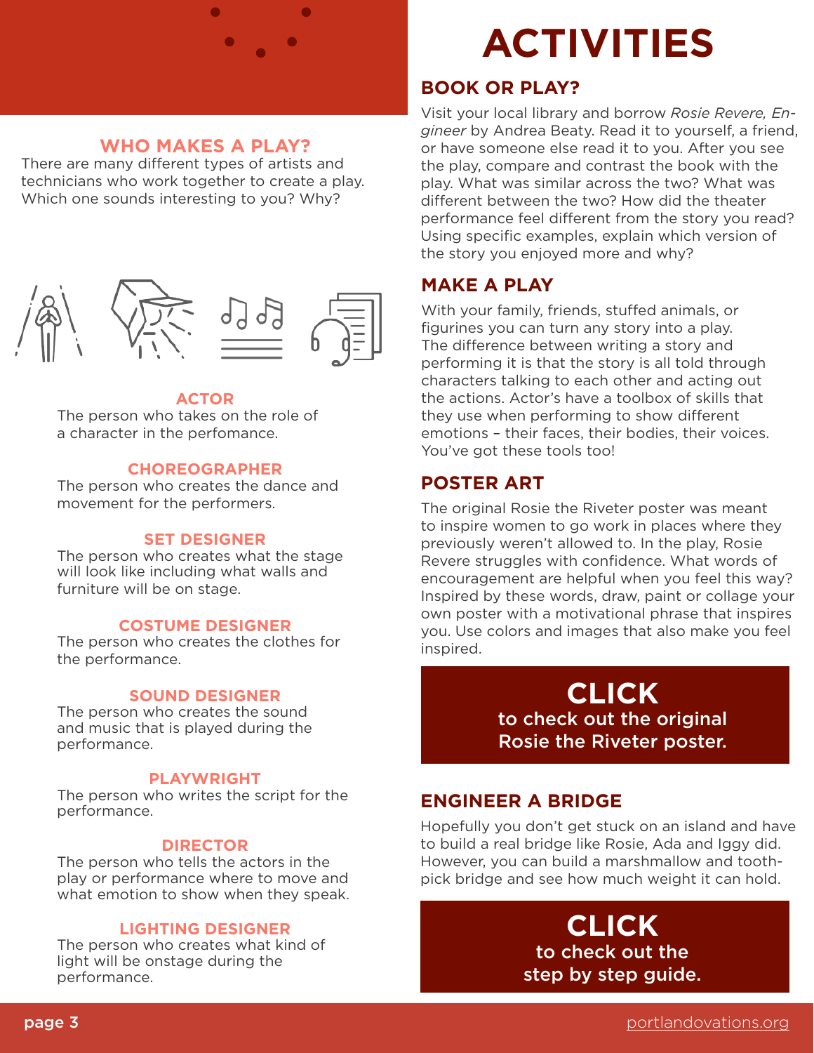## WHO MAKES A PLAY?

There are many different types of artists and technicians who work together to create a play. Which one sounds interesting to you? Why?

**ACTOR**
The person who takes on the role of a character in the perfomance.

**CHOREOGRAPHER**
The person who creates the dance and movement for the performers.

**SET DESIGNER**
The person who creates what the stage will look like including what walls and furniture will be on stage.

**COSTUME DESIGNER**
The person who creates the clothes for the performance.

**SOUND DESIGNER**
The person who creates the sound and music that is played during the performance.

**PLAYWRIGHT**
The person who writes the script for the performance.

**DIRECTOR**
The person who tells the actors in the play or performance where to move and what emotion to show when they speak.

**LIGHTING DESIGNER**
The person who creates what kind of light will be onstage during the performance.

# ACTIVITIES

## BOOK OR PLAY?

Visit your local library and borrow *Rosie Revere, Engineer* by Andrea Beaty. Read it to yourself, a friend, or have someone else read it to you. After you see the play, compare and contrast the book with the play. What was similar across the two? What was different between the two? How did the theater performance feel different from the story you read? Using specific examples, explain which version of the story you enjoyed more and why?

## MAKE A PLAY

With your family, friends, stuffed animals, or figurines you can turn any story into a play. The difference between writing a story and performing it is that the story is all told through characters talking to each other and acting out the actions. Actor's have a toolbox of skills that they use when performing to show different emotions – their faces, their bodies, their voices. You've got these tools too!

## POSTER ART

The original Rosie the Riveter poster was meant to inspire women to go work in places where they previously weren't allowed to. In the play, Rosie Revere struggles with confidence. What words of encouragement are helpful when you feel this way? Inspired by these words, draw, paint or collage your own poster with a motivational phrase that inspires you. Use colors and images that also make you feel inspired.

**CLICK**
to check out the original Rosie the Riveter poster.

## ENGINEER A BRIDGE

Hopefully you don't get stuck on an island and have to build a real bridge like Rosie, Ada and Iggy did. However, you can build a marshmallow and toothpick bridge and see how much weight it can hold.

**CLICK**
to check out the step by step guide.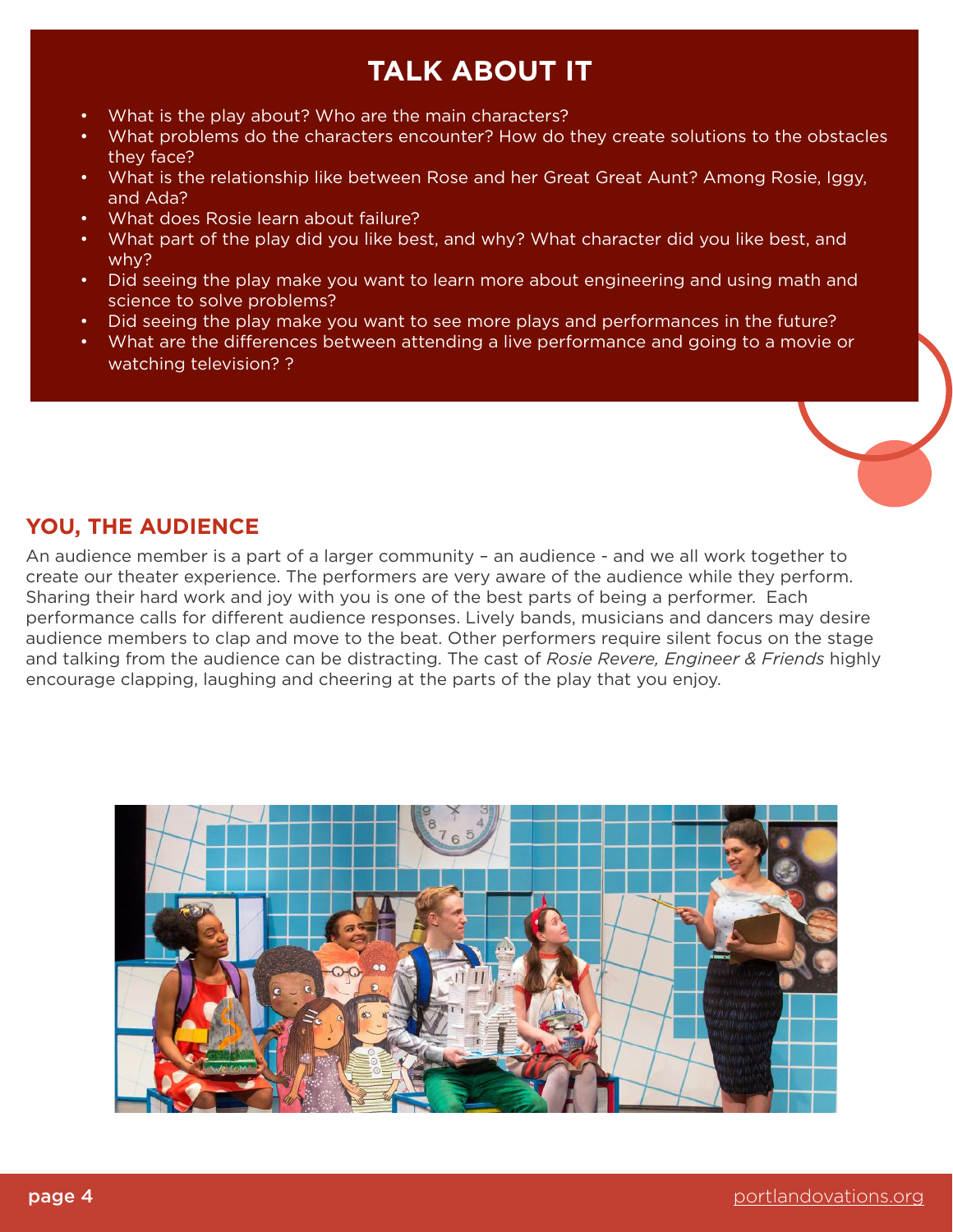## TALK ABOUT IT

- What is the play about? Who are the main characters?
- What problems do the characters encounter? How do they create solutions to the obstacles they face?
- What is the relationship like between Rose and her Great Great Aunt? Among Rosie, Iggy, and Ada?
- What does Rosie learn about failure?
- What part of the play did you like best, and why? What character did you like best, and why?
- Did seeing the play make you want to learn more about engineering and using math and science to solve problems?
- Did seeing the play make you want to see more plays and performances in the future?
- What are the differences between attending a live performance and going to a movie or watching television? ?

## YOU, THE AUDIENCE

An audience member is a part of a larger community – an audience - and we all work together to create our theater experience. The performers are very aware of the audience while they perform. Sharing their hard work and joy with you is one of the best parts of being a performer. Each performance calls for different audience responses. Lively bands, musicians and dancers may desire audience members to clap and move to the beat. Other performers require silent focus on the stage and talking from the audience can be distracting. The cast of *Rosie Revere, Engineer & Friends* highly encourage clapping, laughing and cheering at the parts of the play that you enjoy.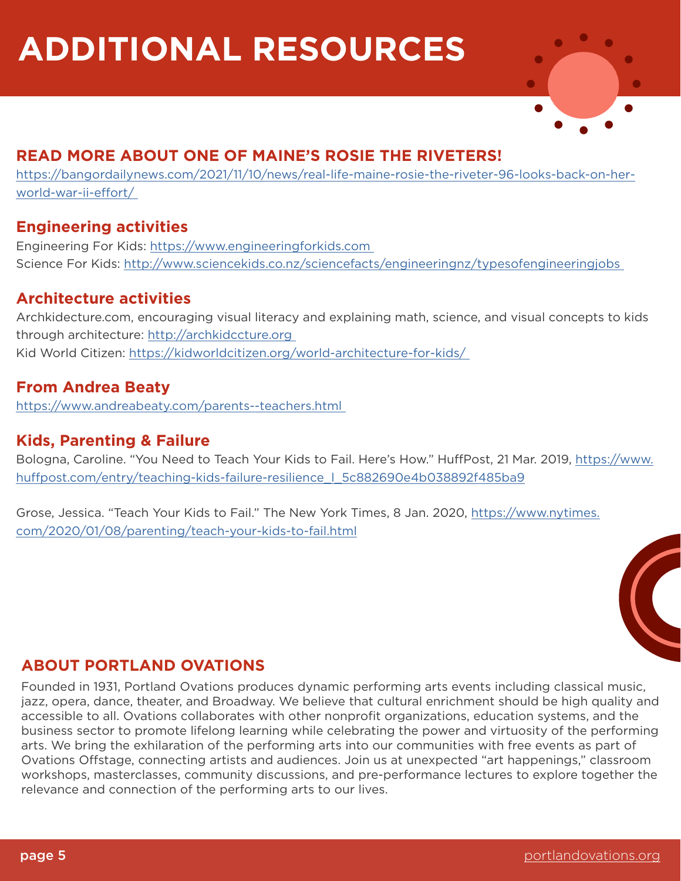# ADDITIONAL RESOURCES

## READ MORE ABOUT ONE OF MAINE'S ROSIE THE RIVETERS!

https://bangordailynews.com/2021/11/10/news/real-life-maine-rosie-the-riveter-96-looks-back-on-her-world-war-ii-effort/

## Engineering activities

Engineering For Kids: https://www.engineeringforkids.com
Science For Kids: http://www.sciencekids.co.nz/sciencefacts/engineeringnz/typesofengineeringjobs

## Architecture activities

Archkidecture.com, encouraging visual literacy and explaining math, science, and visual concepts to kids through architecture: http://archkidccture.org
Kid World Citizen: https://kidworldcitizen.org/world-architecture-for-kids/

## From Andrea Beaty

https://www.andreabeaty.com/parents--teachers.html

## Kids, Parenting & Failure

Bologna, Caroline. "You Need to Teach Your Kids to Fail. Here's How." HuffPost, 21 Mar. 2019, https://www.huffpost.com/entry/teaching-kids-failure-resilience_l_5c882690e4b038892f485ba9

Grose, Jessica. "Teach Your Kids to Fail." The New York Times, 8 Jan. 2020, https://www.nytimes.com/2020/01/08/parenting/teach-your-kids-to-fail.html

## ABOUT PORTLAND OVATIONS

Founded in 1931, Portland Ovations produces dynamic performing arts events including classical music, jazz, opera, dance, theater, and Broadway. We believe that cultural enrichment should be high quality and accessible to all. Ovations collaborates with other nonprofit organizations, education systems, and the business sector to promote lifelong learning while celebrating the power and virtuosity of the performing arts. We bring the exhilaration of the performing arts into our communities with free events as part of Ovations Offstage, connecting artists and audiences. Join us at unexpected "art happenings," classroom workshops, masterclasses, community discussions, and pre-performance lectures to explore together the relevance and connection of the performing arts to our lives.

portlandovations.org